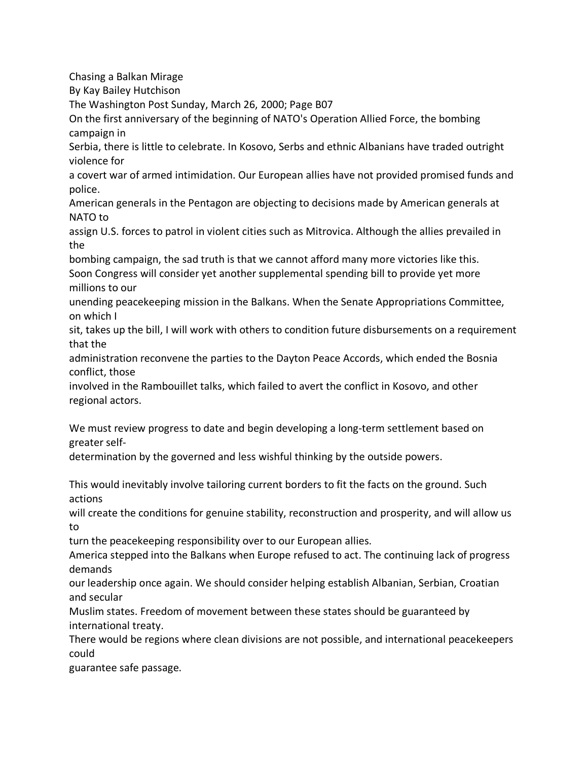# Chasing a Balkan Mirage

By Kay Bailey Hutchison

The Washington Post Sunday, March 26, 2000; Page B07

On the first anniversary of the beginning of NATO's Operation Allied Force, the bombing campaign in Serbia, there is little to celebrate. In Kosovo, Serbs and ethnic Albanians have traded outright violence for a covert war of armed intimidation. Our European allies have not provided promised funds and police. American generals in the Pentagon are objecting to decisions made by American generals at NATO to assign U.S. forces to patrol in violent cities such as Mitrovica. Although the allies prevailed in the bombing campaign, the sad truth is that we cannot afford many more victories like this.

Soon Congress will consider yet another supplemental spending bill to provide yet more millions to our unending peacekeeping mission in the Balkans. When the Senate Appropriations Committee, on which I sit, takes up the bill, I will work with others to condition future disbursements on a requirement that the administration reconvene the parties to the Dayton Peace Accords, which ended the Bosnia conflict, those involved in the Rambouillet talks, which failed to avert the conflict in Kosovo, and other regional actors.

We must review progress to date and begin developing a long-term settlement based on greater self-determination by the governed and less wishful thinking by the outside powers.

This would inevitably involve tailoring current borders to fit the facts on the ground. Such actions will create the conditions for genuine stability, reconstruction and prosperity, and will allow us to turn the peacekeeping responsibility over to our European allies.

America stepped into the Balkans when Europe refused to act. The continuing lack of progress demands our leadership once again. We should consider helping establish Albanian, Serbian, Croatian and secular Muslim states. Freedom of movement between these states should be guaranteed by international treaty. There would be regions where clean divisions are not possible, and international peacekeepers could guarantee safe passage.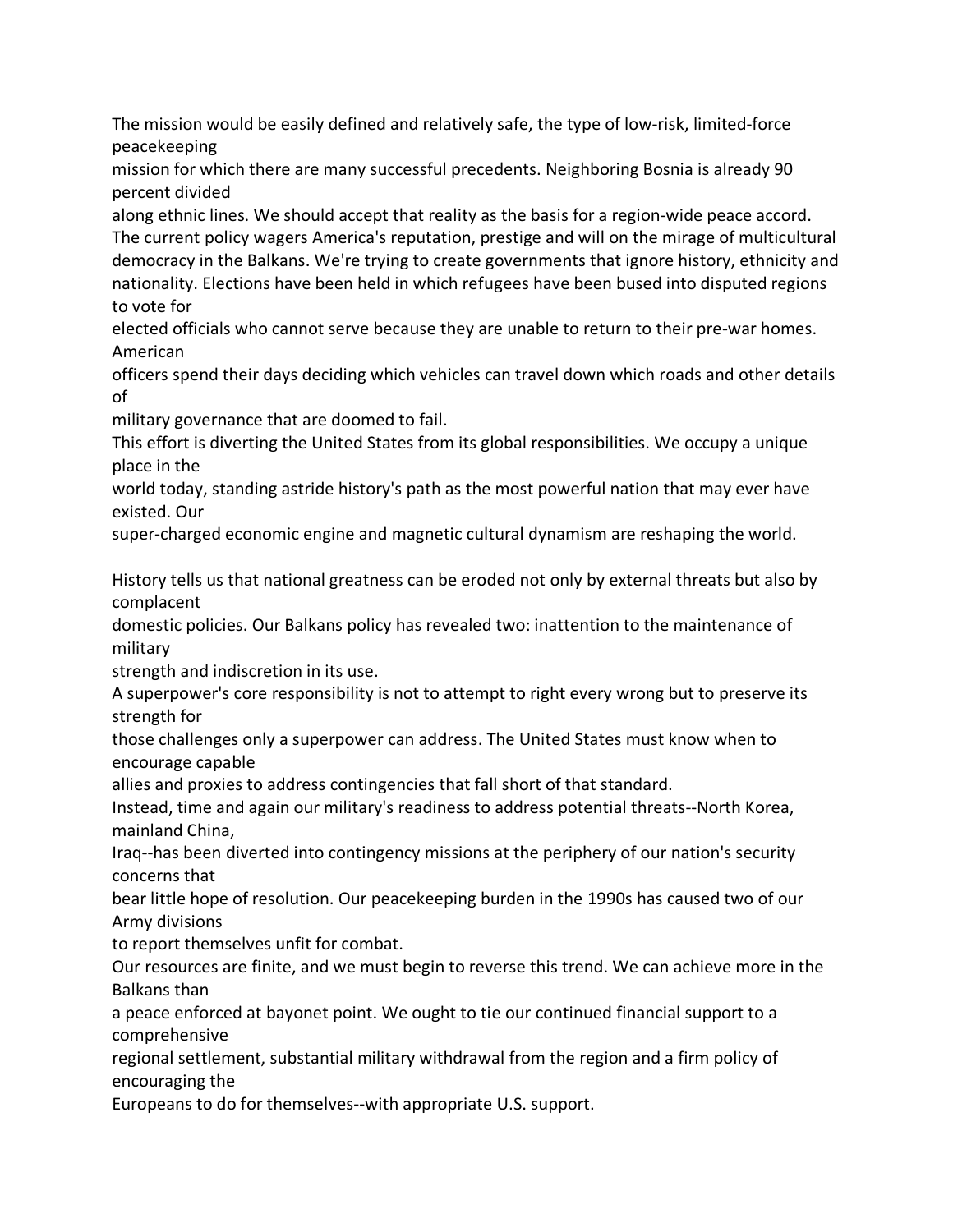The mission would be easily defined and relatively safe, the type of low-risk, limited-force peacekeeping mission for which there are many successful precedents. Neighboring Bosnia is already 90 percent divided along ethnic lines. We should accept that reality as the basis for a region-wide peace accord.

The current policy wagers America's reputation, prestige and will on the mirage of multicultural democracy in the Balkans. We're trying to create governments that ignore history, ethnicity and nationality. Elections have been held in which refugees have been bused into disputed regions to vote for elected officials who cannot serve because they are unable to return to their pre-war homes. American officers spend their days deciding which vehicles can travel down which roads and other details of military governance that are doomed to fail.

This effort is diverting the United States from its global responsibilities. We occupy a unique place in the world today, standing astride history's path as the most powerful nation that may ever have existed. Our super-charged economic engine and magnetic cultural dynamism are reshaping the world.

History tells us that national greatness can be eroded not only by external threats but also by complacent domestic policies. Our Balkans policy has revealed two: inattention to the maintenance of military strength and indiscretion in its use.

A superpower's core responsibility is not to attempt to right every wrong but to preserve its strength for those challenges only a superpower can address. The United States must know when to encourage capable allies and proxies to address contingencies that fall short of that standard.

Instead, time and again our military's readiness to address potential threats--North Korea, mainland China, Iraq--has been diverted into contingency missions at the periphery of our nation's security concerns that bear little hope of resolution. Our peacekeeping burden in the 1990s has caused two of our Army divisions to report themselves unfit for combat.

Our resources are finite, and we must begin to reverse this trend. We can achieve more in the Balkans than a peace enforced at bayonet point. We ought to tie our continued financial support to a comprehensive regional settlement, substantial military withdrawal from the region and a firm policy of encouraging the Europeans to do for themselves--with appropriate U.S. support.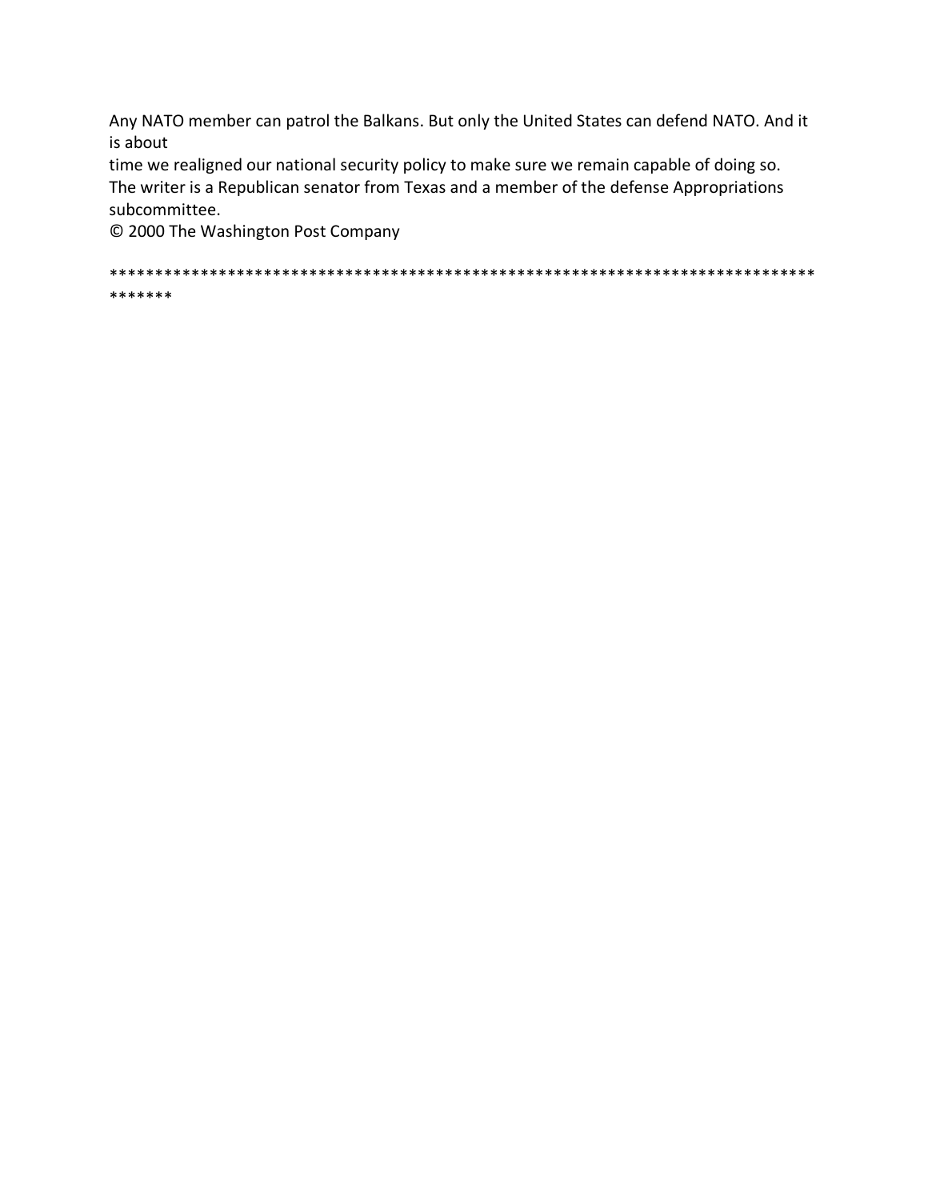Any NATO member can patrol the Balkans. But only the United States can defend NATO. And it is about time we realigned our national security policy to make sure we remain capable of doing so.

The writer is a Republican senator from Texas and a member of the defense Appropriations subcommittee.

© 2000 The Washington Post Company

**************************************************************************************